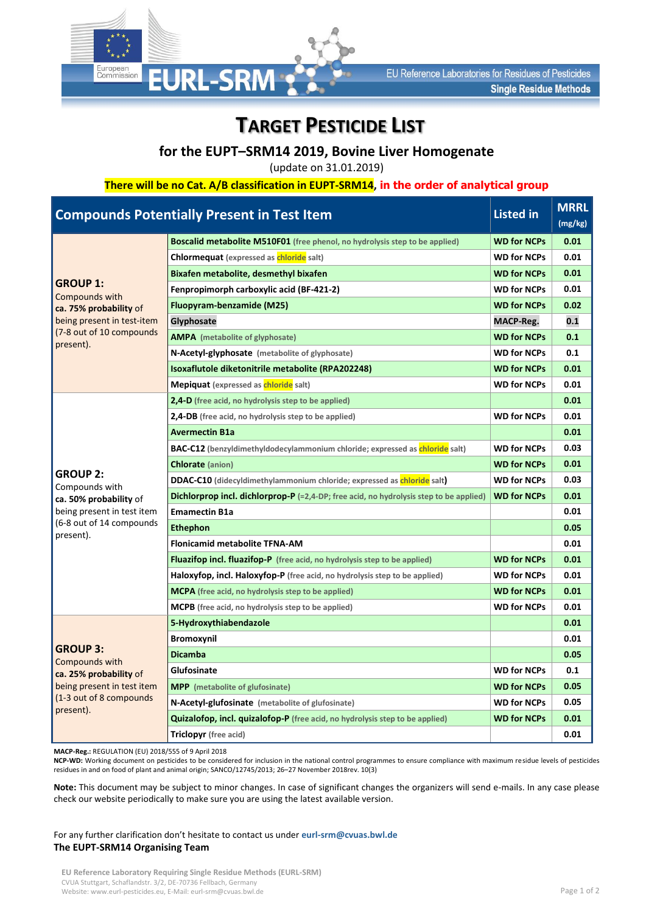# TARGET PESTICIDE LIST

## for the EUPT–SRM14 2019, Bovine Liver Homogenate

(update on 31.01.2019)

**There will be no Cat. A/B classification in EUPT-SRM14, in the order of analytical group**

| Compounds Potentially Present in Test Item | | Listed in | MRRL (mg/kg) |
|---|---|---|---|
| **GROUP 1:** Compounds with **ca. 75% probability** of being present in test-item (7-8 out of 10 compounds present). | **Boscalid metabolite M510F01** (free phenol, no hydrolysis step to be applied) | WD for NCPs | 0.01 |
| | **Chlormequat** (expressed as chloride salt) | WD for NCPs | 0.01 |
| | **Bixafen metabolite, desmethyl bixafen** | WD for NCPs | 0.01 |
| | **Fenpropimorph carboxylic acid (BF-421-2)** | WD for NCPs | 0.01 |
| | **Fluopyram-benzamide (M25)** | WD for NCPs | 0.02 |
| | **Glyphosate** | MACP-Reg. | 0.1 |
| | **AMPA** (metabolite of glyphosate) | WD for NCPs | 0.1 |
| | **N-Acetyl-glyphosate** (metabolite of glyphosate) | WD for NCPs | 0.1 |
| | **Isoxaflutole diketonitrile metabolite (RPA202248)** | WD for NCPs | 0.01 |
| | **Mepiquat** (expressed as chloride salt) | WD for NCPs | 0.01 |
| **GROUP 2:** Compounds with **ca. 50% probability** of being present in test item (6-8 out of 14 compounds present). | **2,4-D** (free acid, no hydrolysis step to be applied) | | 0.01 |
| | **2,4-DB** (free acid, no hydrolysis step to be applied) | WD for NCPs | 0.01 |
| | **Avermectin B1a** | | 0.01 |
| | **BAC-C12** (benzyldimethyldodecylammonium chloride; expressed as chloride salt) | WD for NCPs | 0.03 |
| | **Chlorate** (anion) | WD for NCPs | 0.01 |
| | **DDAC-C10** (didecyldimethylammonium chloride; expressed as chloride salt) | WD for NCPs | 0.03 |
| | **Dichlorprop incl. dichlorprop-P** (=2,4-DP; free acid, no hydrolysis step to be applied) | WD for NCPs | 0.01 |
| | **Emamectin B1a** | | 0.01 |
| | **Ethephon** | | 0.05 |
| | **Flonicamid metabolite TFNA-AM** | | 0.01 |
| | **Fluazifop incl. fluazifop-P** (free acid, no hydrolysis step to be applied) | WD for NCPs | 0.01 |
| | **Haloxyfop, incl. Haloxyfop-P** (free acid, no hydrolysis step to be applied) | WD for NCPs | 0.01 |
| | **MCPA** (free acid, no hydrolysis step to be applied) | WD for NCPs | 0.01 |
| | **MCPB** (free acid, no hydrolysis step to be applied) | WD for NCPs | 0.01 |
| **GROUP 3:** Compounds with **ca. 25% probability** of being present in test item (1-3 out of 8 compounds present). | **5-Hydroxythiabendazole** | | 0.01 |
| | **Bromoxynil** | | 0.01 |
| | **Dicamba** | | 0.05 |
| | **Glufosinate** | WD for NCPs | 0.1 |
| | **MPP** (metabolite of glufosinate) | WD for NCPs | 0.05 |
| | **N-Acetyl-glufosinate** (metabolite of glufosinate) | WD for NCPs | 0.05 |
| | **Quizalofop, incl. quizalofop-P** (free acid, no hydrolysis step to be applied) | WD for NCPs | 0.01 |
| | **Triclopyr** (free acid) | | 0.01 |

**MACP-Reg.:** REGULATION (EU) 2018/555 of 9 April 2018
**NCP-WD:** Working document on pesticides to be considered for inclusion in the national control programmes to ensure compliance with maximum residue levels of pesticides residues in and on food of plant and animal origin; SANCO/12745/2013; 26–27 November 2018rev. 10(3)

**Note:** This document may be subject to minor changes. In case of significant changes the organizers will send e-mails. In any case please check our website periodically to make sure you are using the latest available version.

For any further clarification don't hesitate to contact us under **eurl-srm@cvuas.bwl.de**
**The EUPT-SRM14 Organising Team**

EU Reference Laboratory Requiring Single Residue Methods (EURL-SRM)
CVUA Stuttgart, Schaflandstr. 3/2, DE-70736 Fellbach, Germany
Website: www.eurl-pesticides.eu, E-Mail: eurl-srm@cvuas.bwl.de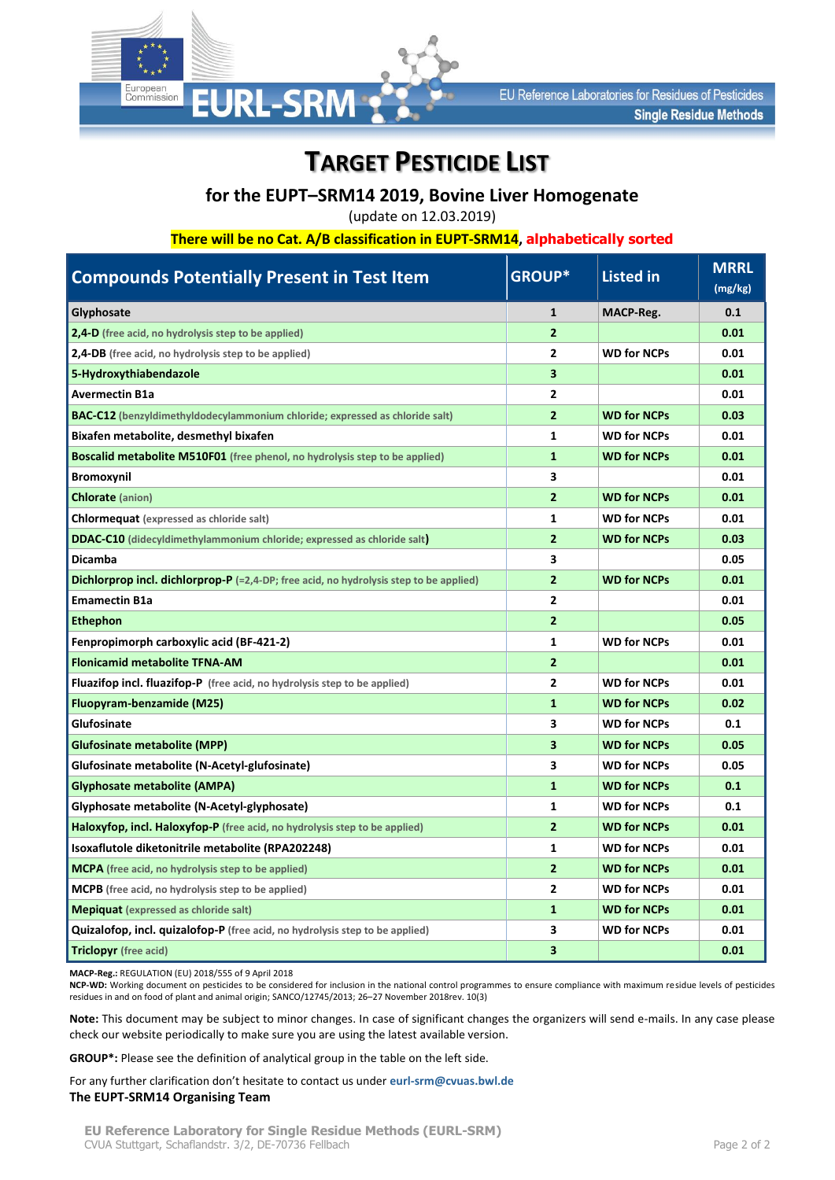# TARGET PESTICIDE LIST

## for the EUPT–SRM14 2019, Bovine Liver Homogenate

(update on 12.03.2019)

**There will be no Cat. A/B classification in EUPT-SRM14, alphabetically sorted**

| Compounds Potentially Present in Test Item | GROUP* | Listed in | MRRL (mg/kg) |
|---|---|---|---|
| **Glyphosate** | 1 | MACP-Reg. | 0.1 |
| **2,4-D** (free acid, no hydrolysis step to be applied) | 2 | | 0.01 |
| **2,4-DB** (free acid, no hydrolysis step to be applied) | 2 | WD for NCPs | 0.01 |
| **5-Hydroxythiabendazole** | 3 | | 0.01 |
| **Avermectin B1a** | 2 | | 0.01 |
| **BAC-C12** (benzyldimethyldodecylammonium chloride; expressed as chloride salt) | 2 | WD for NCPs | 0.03 |
| **Bixafen metabolite, desmethyl bixafen** | 1 | WD for NCPs | 0.01 |
| **Boscalid metabolite M510F01** (free phenol, no hydrolysis step to be applied) | 1 | WD for NCPs | 0.01 |
| **Bromoxynil** | 3 | | 0.01 |
| **Chlorate** (anion) | 2 | WD for NCPs | 0.01 |
| **Chlormequat** (expressed as chloride salt) | 1 | WD for NCPs | 0.01 |
| **DDAC-C10** (didecyldimethylammonium chloride; expressed as chloride salt) | 2 | WD for NCPs | 0.03 |
| **Dicamba** | 3 | | 0.05 |
| **Dichlorprop incl. dichlorprop-P** (=2,4-DP; free acid, no hydrolysis step to be applied) | 2 | WD for NCPs | 0.01 |
| **Emamectin B1a** | 2 | | 0.01 |
| **Ethephon** | 2 | | 0.05 |
| **Fenpropimorph carboxylic acid (BF-421-2)** | 1 | WD for NCPs | 0.01 |
| **Flonicamid metabolite TFNA-AM** | 2 | | 0.01 |
| **Fluazifop incl. fluazifop-P** (free acid, no hydrolysis step to be applied) | 2 | WD for NCPs | 0.01 |
| **Fluopyram-benzamide (M25)** | 1 | WD for NCPs | 0.02 |
| **Glufosinate** | 3 | WD for NCPs | 0.1 |
| **Glufosinate metabolite (MPP)** | 3 | WD for NCPs | 0.05 |
| **Glufosinate metabolite (N-Acetyl-glufosinate)** | 3 | WD for NCPs | 0.05 |
| **Glyphosate metabolite (AMPA)** | 1 | WD for NCPs | 0.1 |
| **Glyphosate metabolite (N-Acetyl-glyphosate)** | 1 | WD for NCPs | 0.1 |
| **Haloxyfop, incl. Haloxyfop-P** (free acid, no hydrolysis step to be applied) | 2 | WD for NCPs | 0.01 |
| **Isoxaflutole diketonitrile metabolite (RPA202248)** | 1 | WD for NCPs | 0.01 |
| **MCPA** (free acid, no hydrolysis step to be applied) | 2 | WD for NCPs | 0.01 |
| **MCPB** (free acid, no hydrolysis step to be applied) | 2 | WD for NCPs | 0.01 |
| **Mepiquat** (expressed as chloride salt) | 1 | WD for NCPs | 0.01 |
| **Quizalofop, incl. quizalofop-P** (free acid, no hydrolysis step to be applied) | 3 | WD for NCPs | 0.01 |
| **Triclopyr** (free acid) | 3 | | 0.01 |

**MACP-Reg.:** REGULATION (EU) 2018/555 of 9 April 2018
**NCP-WD:** Working document on pesticides to be considered for inclusion in the national control programmes to ensure compliance with maximum residue levels of pesticides residues in and on food of plant and animal origin; SANCO/12745/2013; 26–27 November 2018rev. 10(3)

**Note:** This document may be subject to minor changes. In case of significant changes the organizers will send e-mails. In any case please check our website periodically to make sure you are using the latest available version.

**GROUP*:** Please see the definition of analytical group in the table on the left side.

For any further clarification don't hesitate to contact us under eurl-srm@cvuas.bwl.de
**The EUPT-SRM14 Organising Team**

**EU Reference Laboratory for Single Residue Methods (EURL-SRM)**
CVUA Stuttgart, Schaflandstr. 3/2, DE-70736 Fellbach